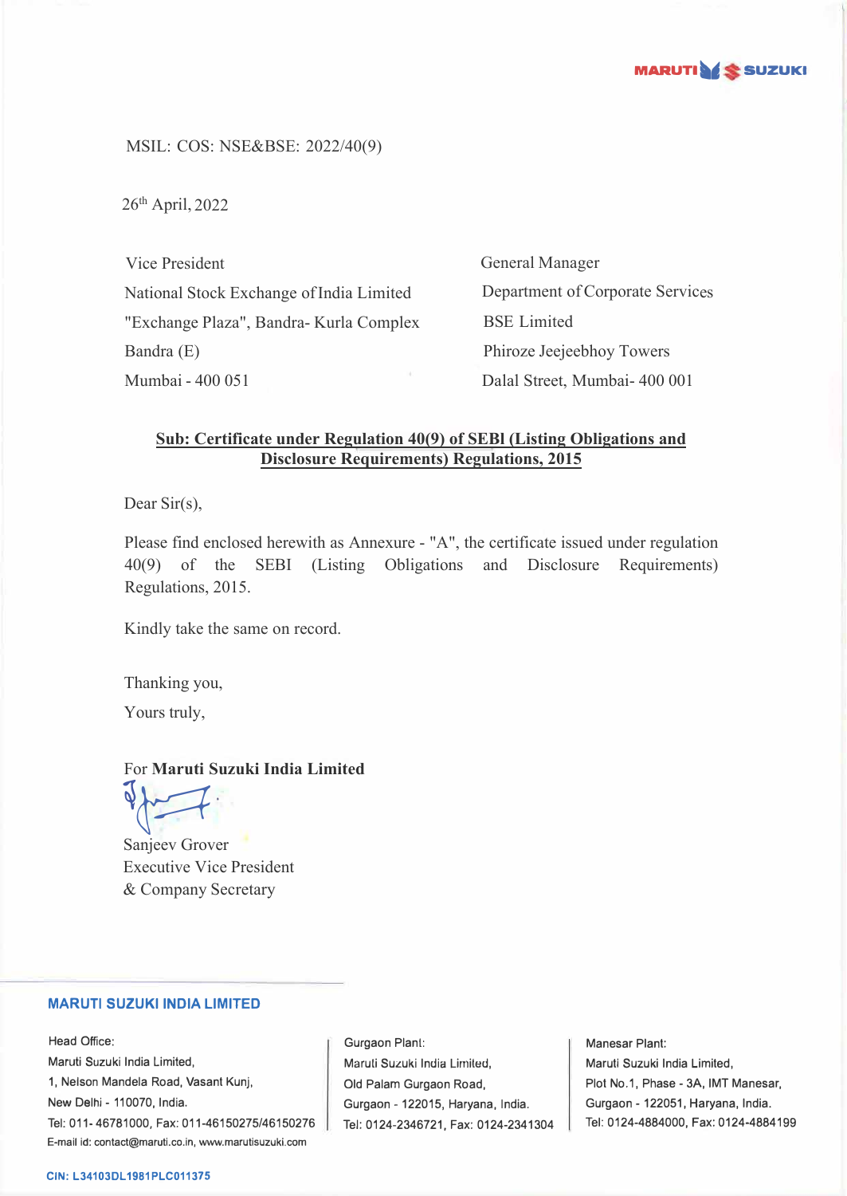MARUTI SUZUKI

MSIL: COS: NSE&BSE: 2022/40(9)

26th April, 2022

Vice President
National Stock Exchange of India Limited
"Exchange Plaza", Bandra- Kurla Complex
Bandra (E)
Mumbai - 400 051

General Manager
Department of Corporate Services
BSE Limited
Phiroze Jeejeebhoy Towers
Dalal Street, Mumbai- 400 001

**Sub: Certificate under Regulation 40(9) of SEBI (Listing Obligations and Disclosure Requirements) Regulations, 2015**

Dear Sir(s),

Please find enclosed herewith as Annexure - "A", the certificate issued under regulation 40(9) of the SEBI (Listing Obligations and Disclosure Requirements) Regulations, 2015.

Kindly take the same on record.

Thanking you,

Yours truly,

For **Maruti Suzuki India Limited**

Sanjeev Grover
Executive Vice President
& Company Secretary

**MARUTI SUZUKI INDIA LIMITED**

Head Office:
Maruti Suzuki India Limited,
1, Nelson Mandela Road, Vasant Kunj,
New Delhi - 110070, India.
Tel: 011- 46781000, Fax: 011-46150275/46150276
E-mail id: contact@maruti.co.in, www.marutisuzuki.com

Gurgaon Plant:
Maruti Suzuki India Limited,
Old Palam Gurgaon Road,
Gurgaon - 122015, Haryana, India.
Tel: 0124-2346721, Fax: 0124-2341304

Manesar Plant:
Maruti Suzuki India Limited,
Plot No.1, Phase - 3A, IMT Manesar,
Gurgaon - 122051, Haryana, India.
Tel: 0124-4884000, Fax: 0124-4884199

CIN: L34103DL1981PLC011375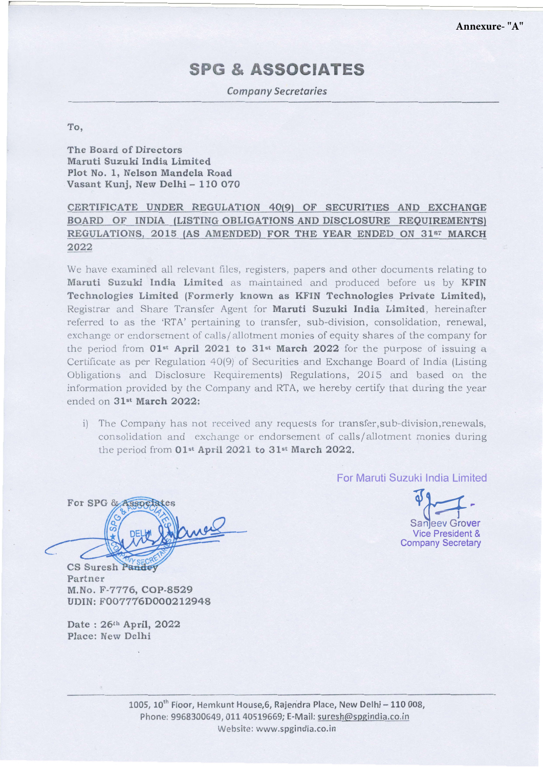Annexure- "A"

# SPG & ASSOCIATES

*Company Secretaries*

To,

**The Board of Directors**
**Maruti Suzuki India Limited**
**Plot No. 1, Nelson Mandela Road**
**Vasant Kunj, New Delhi – 110 070**

**CERTIFICATE UNDER REGULATION 40(9) OF SECURITIES AND EXCHANGE BOARD OF INDIA (LISTING OBLIGATIONS AND DISCLOSURE REQUIREMENTS) REGULATIONS, 2015 (AS AMENDED) FOR THE YEAR ENDED ON 31ST MARCH 2022**

We have examined all relevant files, registers, papers and other documents relating to **Maruti Suzuki India Limited** as maintained and produced before us by **KFIN Technologies Limited (Formerly known as KFIN Technologies Private Limited)**, Registrar and Share Transfer Agent for **Maruti Suzuki India Limited**, hereinafter referred to as the 'RTA' pertaining to transfer, sub-division, consolidation, renewal, exchange or endorsement of calls/allotment monies of equity shares of the company for the period from **01st April 2021 to 31st March 2022** for the purpose of issuing a Certificate as per Regulation 40(9) of Securities and Exchange Board of India (Listing Obligations and Disclosure Requirements) Regulations, 2015 and based on the information provided by the Company and RTA, we hereby certify that during the year ended on **31st March 2022:**

i) The Company has not received any requests for transfer,sub-division,renewals, consolidation and exchange or endorsement of calls/allotment monies during the period from **01st April 2021 to 31st March 2022.**

For SPG & Associates

CS Suresh Pandey
Partner
M.No. F-7776, COP-8529
UDIN: F007776D000212948

Date : 26th April, 2022
Place: New Delhi

For Maruti Suzuki India Limited

Sanjeev Grover
Vice President &
Company Secretary

1005, 10th Floor, Hemkunt House,6, Rajendra Place, New Delhi – 110 008,
Phone: 9968300649, 011 40519669; E-Mail: suresh@spgindia.co.in
Website: www.spgindia.co.in